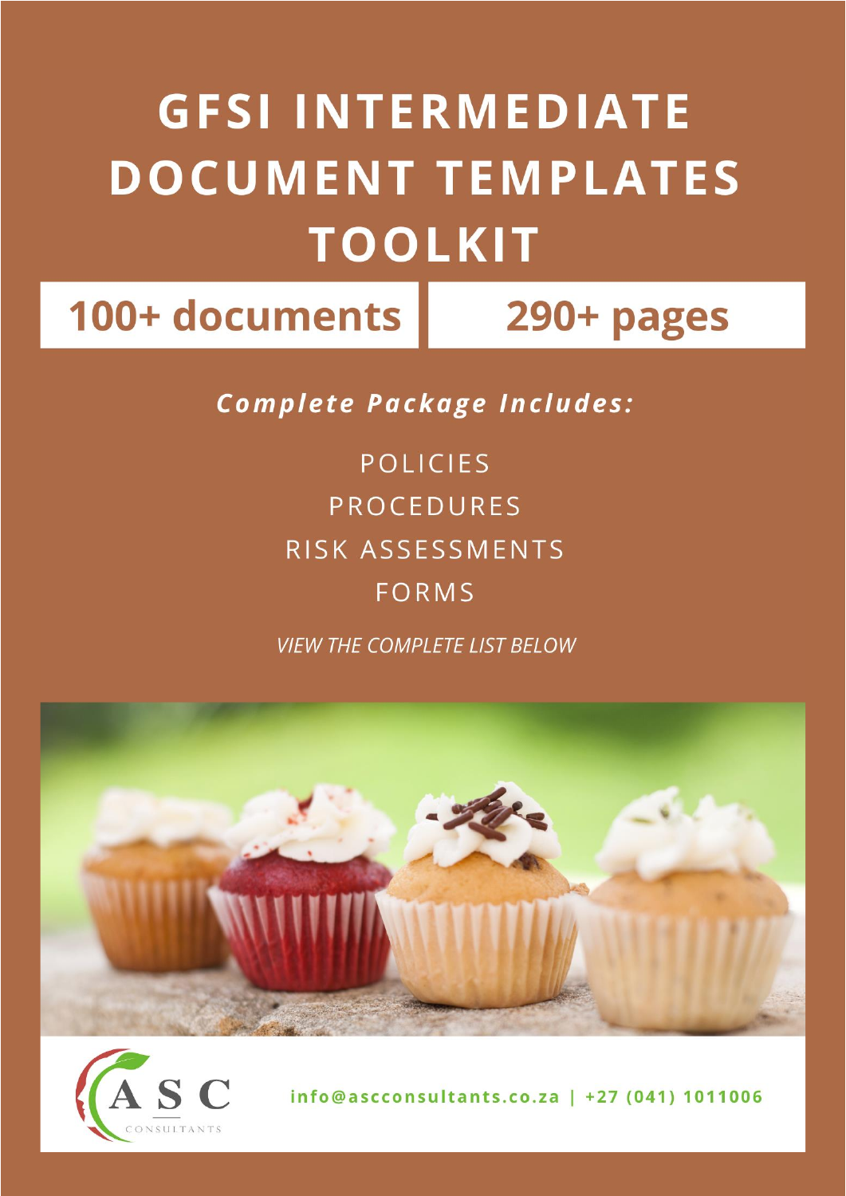# GFSI INTERMEDIATE DOCUMENT TEMPLATES TOOLKIT

**100+ documents** | **290+ pages**

***Complete Package Includes:***

POLICIES

PROCEDURES

RISK ASSESSMENTS

FORMS

*VIEW THE COMPLETE LIST BELOW*

ASC CONSULTANTS

info@ascconsultants.co.za | +27 (041) 1011006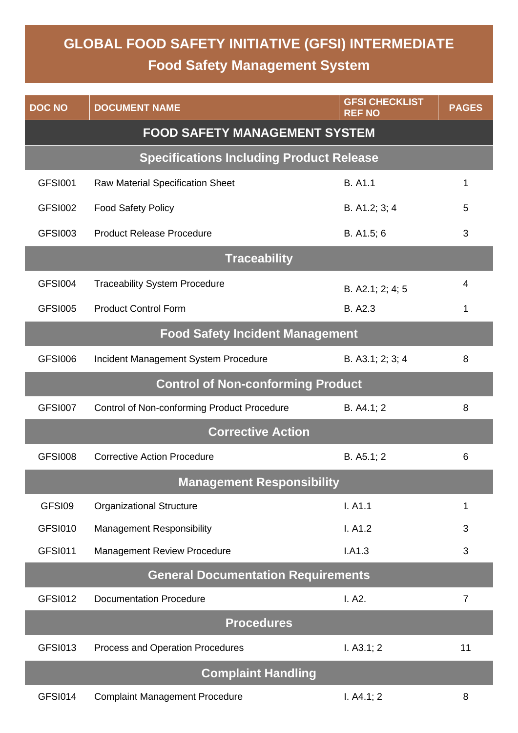# GLOBAL FOOD SAFETY INITIATIVE (GFSI) INTERMEDIATE

## Food Safety Management System

| DOC NO | DOCUMENT NAME | GFSI CHECKLIST REF NO | PAGES |
|---|---|---|---|
| **FOOD SAFETY MANAGEMENT SYSTEM** | | | |
| **Specifications Including Product Release** | | | |
| GFSI001 | Raw Material Specification Sheet | B. A1.1 | 1 |
| GFSI002 | Food Safety Policy | B. A1.2; 3; 4 | 5 |
| GFSI003 | Product Release Procedure | B. A1.5; 6 | 3 |
| **Traceability** | | | |
| GFSI004 | Traceability System Procedure | B. A2.1; 2; 4; 5 | 4 |
| GFSI005 | Product Control Form | B. A2.3 | 1 |
| **Food Safety Incident Management** | | | |
| GFSI006 | Incident Management System Procedure | B. A3.1; 2; 3; 4 | 8 |
| **Control of Non-conforming Product** | | | |
| GFSI007 | Control of Non-conforming Product Procedure | B. A4.1; 2 | 8 |
| **Corrective Action** | | | |
| GFSI008 | Corrective Action Procedure | B. A5.1; 2 | 6 |
| **Management Responsibility** | | | |
| GFSI09 | Organizational Structure | I. A1.1 | 1 |
| GFSI010 | Management Responsibility | I. A1.2 | 3 |
| GFSI011 | Management Review Procedure | I.A1.3 | 3 |
| **General Documentation Requirements** | | | |
| GFSI012 | Documentation Procedure | I. A2. | 7 |
| **Procedures** | | | |
| GFSI013 | Process and Operation Procedures | I. A3.1; 2 | 11 |
| **Complaint Handling** | | | |
| GFSI014 | Complaint Management Procedure | I. A4.1; 2 | 8 |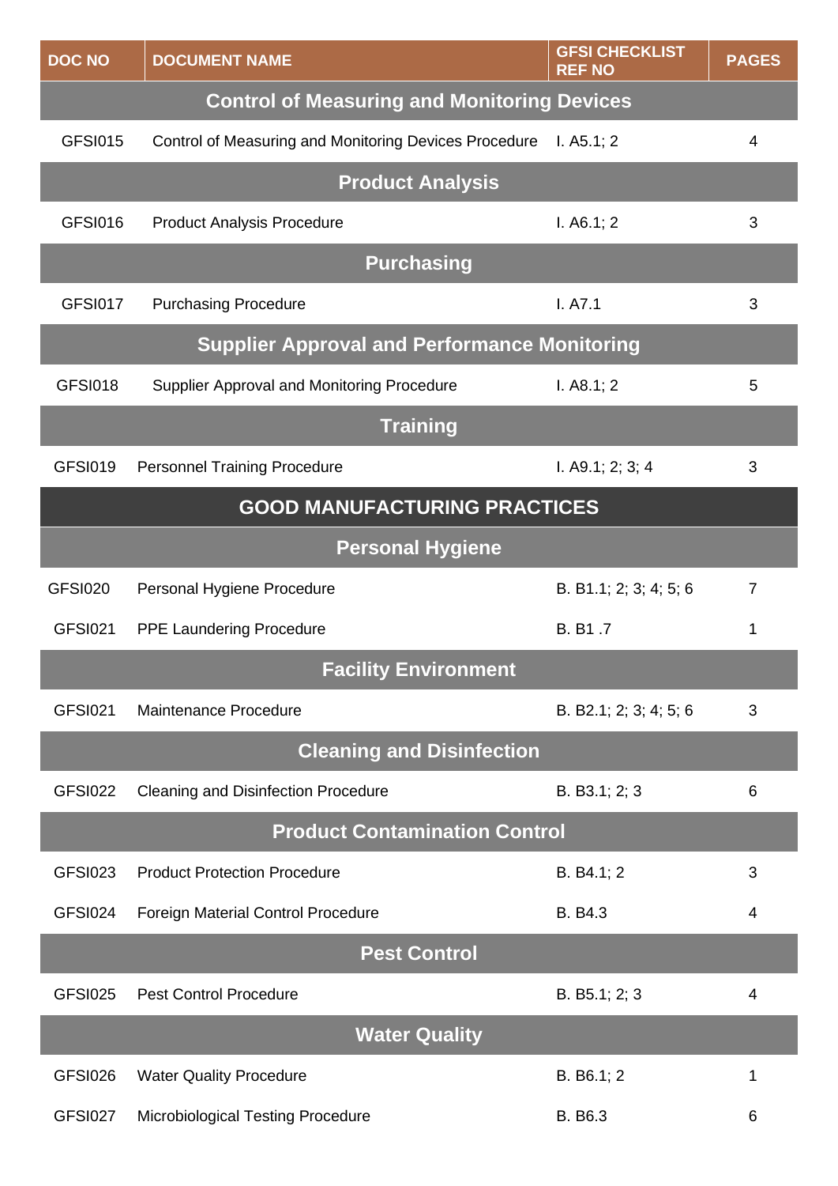| DOC NO | DOCUMENT NAME | GFSI CHECKLIST REF NO | PAGES |
|---|---|---|---|
| **Control of Measuring and Monitoring Devices** | | | |
| GFSI015 | Control of Measuring and Monitoring Devices Procedure | I. A5.1; 2 | 4 |
| **Product Analysis** | | | |
| GFSI016 | Product Analysis Procedure | I. A6.1; 2 | 3 |
| **Purchasing** | | | |
| GFSI017 | Purchasing Procedure | I. A7.1 | 3 |
| **Supplier Approval and Performance Monitoring** | | | |
| GFSI018 | Supplier Approval and Monitoring Procedure | I. A8.1; 2 | 5 |
| **Training** | | | |
| GFSI019 | Personnel Training Procedure | I. A9.1; 2; 3; 4 | 3 |
| **GOOD MANUFACTURING PRACTICES** | | | |
| **Personal Hygiene** | | | |
| GFSI020 | Personal Hygiene Procedure | B. B1.1; 2; 3; 4; 5; 6 | 7 |
| GFSI021 | PPE Laundering Procedure | B. B1 .7 | 1 |
| **Facility Environment** | | | |
| GFSI021 | Maintenance Procedure | B. B2.1; 2; 3; 4; 5; 6 | 3 |
| **Cleaning and Disinfection** | | | |
| GFSI022 | Cleaning and Disinfection Procedure | B. B3.1; 2; 3 | 6 |
| **Product Contamination Control** | | | |
| GFSI023 | Product Protection Procedure | B. B4.1; 2 | 3 |
| GFSI024 | Foreign Material Control Procedure | B. B4.3 | 4 |
| **Pest Control** | | | |
| GFSI025 | Pest Control Procedure | B. B5.1; 2; 3 | 4 |
| **Water Quality** | | | |
| GFSI026 | Water Quality Procedure | B. B6.1; 2 | 1 |
| GFSI027 | Microbiological Testing Procedure | B. B6.3 | 6 |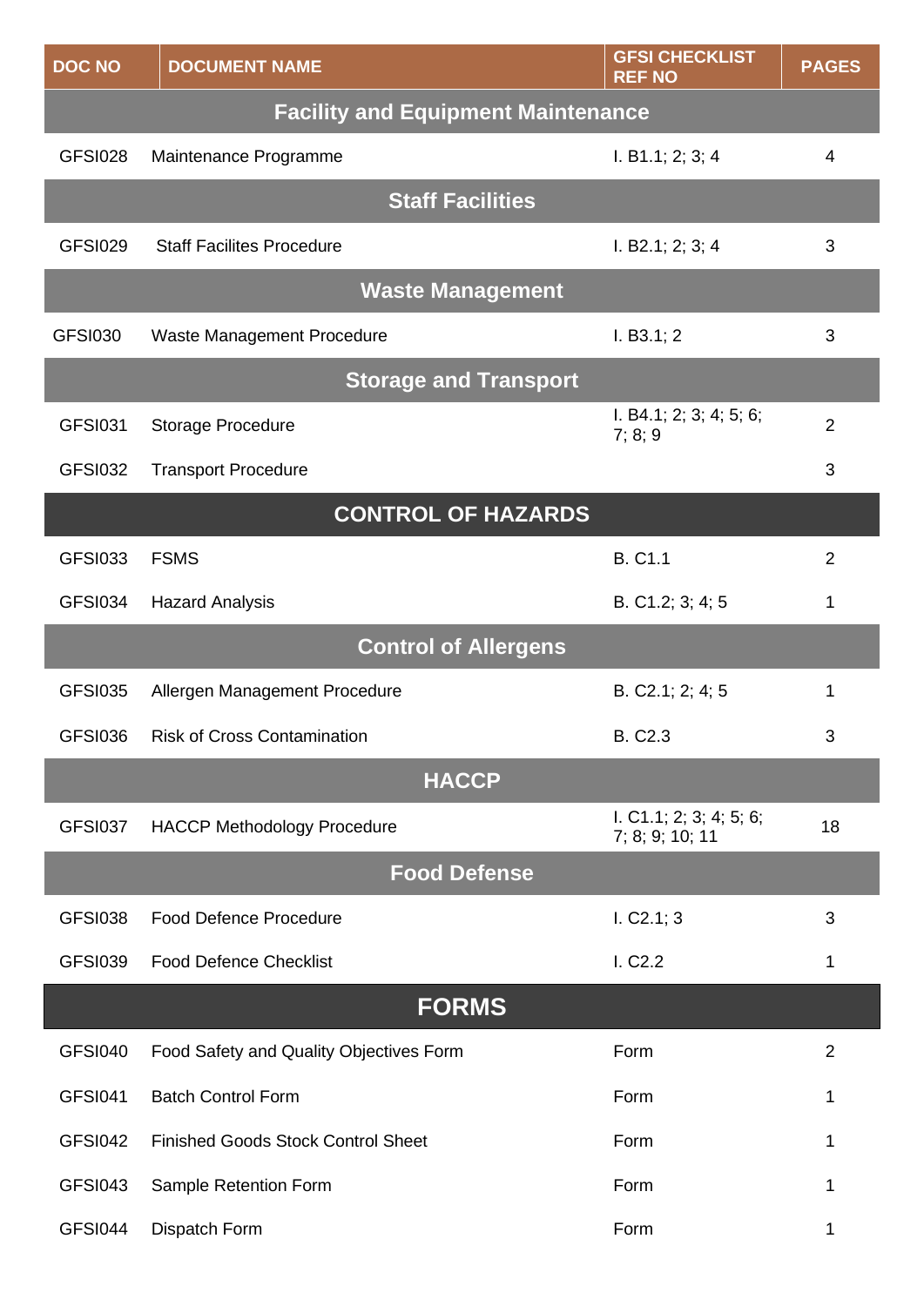| DOC NO | DOCUMENT NAME | GFSI CHECKLIST REF NO | PAGES |
|---|---|---|---|
| **Facility and Equipment Maintenance** | | | |
| GFSI028 | Maintenance Programme | I. B1.1; 2; 3; 4 | 4 |
| **Staff Facilities** | | | |
| GFSI029 | Staff Facilites Procedure | I. B2.1; 2; 3; 4 | 3 |
| **Waste Management** | | | |
| GFSI030 | Waste Management Procedure | I. B3.1; 2 | 3 |
| **Storage and Transport** | | | |
| GFSI031 | Storage Procedure | I. B4.1; 2; 3; 4; 5; 6; 7; 8; 9 | 2 |
| GFSI032 | Transport Procedure | | 3 |
| **CONTROL OF HAZARDS** | | | |
| GFSI033 | FSMS | B. C1.1 | 2 |
| GFSI034 | Hazard Analysis | B. C1.2; 3; 4; 5 | 1 |
| **Control of Allergens** | | | |
| GFSI035 | Allergen Management Procedure | B. C2.1; 2; 4; 5 | 1 |
| GFSI036 | Risk of Cross Contamination | B. C2.3 | 3 |
| **HACCP** | | | |
| GFSI037 | HACCP Methodology Procedure | I. C1.1; 2; 3; 4; 5; 6; 7; 8; 9; 10; 11 | 18 |
| **Food Defense** | | | |
| GFSI038 | Food Defence Procedure | I. C2.1; 3 | 3 |
| GFSI039 | Food Defence Checklist | I. C2.2 | 1 |
| **FORMS** | | | |
| GFSI040 | Food Safety and Quality Objectives Form | Form | 2 |
| GFSI041 | Batch Control Form | Form | 1 |
| GFSI042 | Finished Goods Stock Control Sheet | Form | 1 |
| GFSI043 | Sample Retention Form | Form | 1 |
| GFSI044 | Dispatch Form | Form | 1 |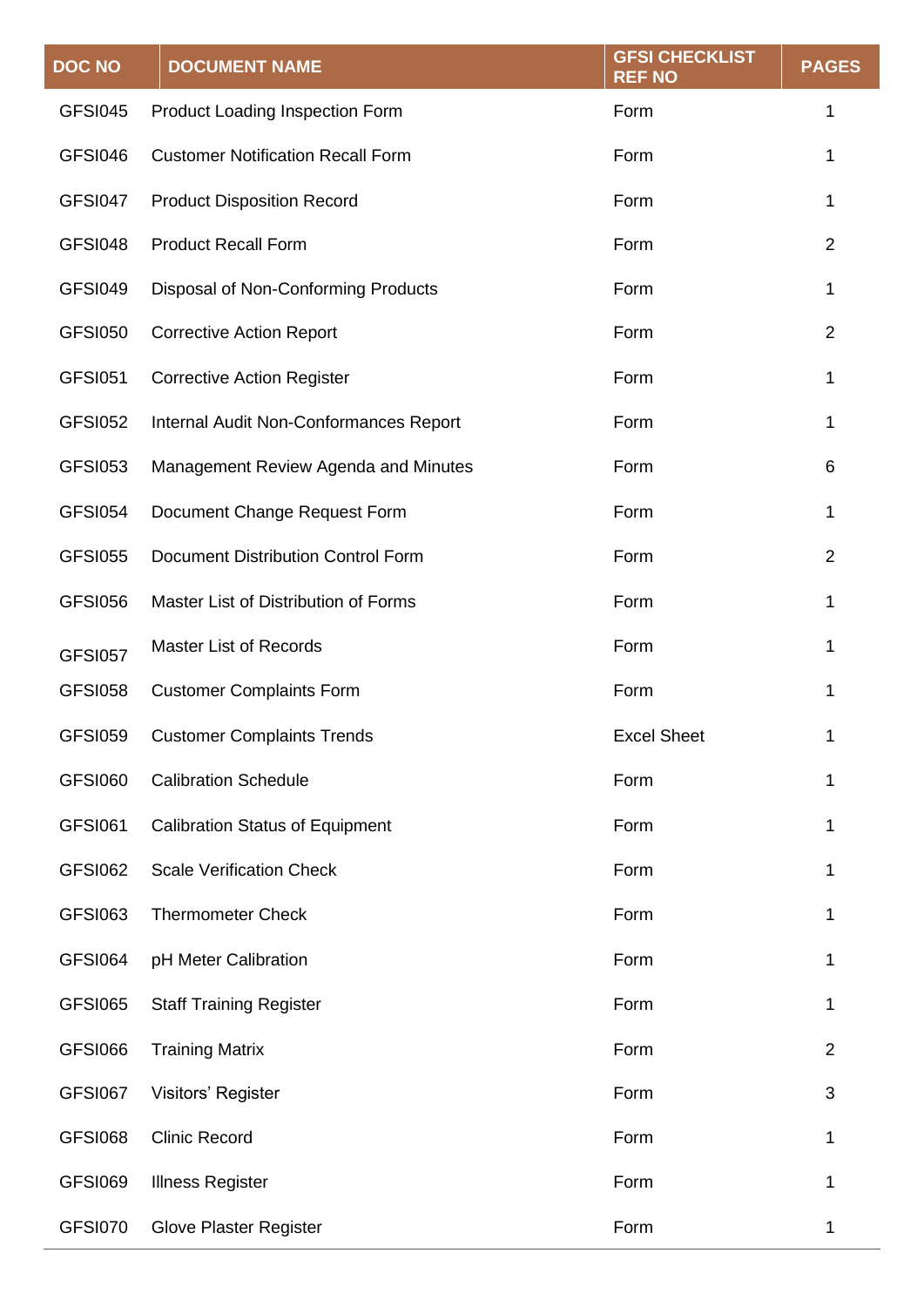| DOC NO | DOCUMENT NAME | GFSI CHECKLIST REF NO | PAGES |
|---|---|---|---|
| GFSI045 | Product Loading Inspection Form | Form | 1 |
| GFSI046 | Customer Notification Recall Form | Form | 1 |
| GFSI047 | Product Disposition Record | Form | 1 |
| GFSI048 | Product Recall Form | Form | 2 |
| GFSI049 | Disposal of Non-Conforming Products | Form | 1 |
| GFSI050 | Corrective Action Report | Form | 2 |
| GFSI051 | Corrective Action Register | Form | 1 |
| GFSI052 | Internal Audit Non-Conformances Report | Form | 1 |
| GFSI053 | Management Review Agenda and Minutes | Form | 6 |
| GFSI054 | Document Change Request Form | Form | 1 |
| GFSI055 | Document Distribution Control Form | Form | 2 |
| GFSI056 | Master List of Distribution of Forms | Form | 1 |
| GFSI057 | Master List of Records | Form | 1 |
| GFSI058 | Customer Complaints Form | Form | 1 |
| GFSI059 | Customer Complaints Trends | Excel Sheet | 1 |
| GFSI060 | Calibration Schedule | Form | 1 |
| GFSI061 | Calibration Status of Equipment | Form | 1 |
| GFSI062 | Scale Verification Check | Form | 1 |
| GFSI063 | Thermometer Check | Form | 1 |
| GFSI064 | pH Meter Calibration | Form | 1 |
| GFSI065 | Staff Training Register | Form | 1 |
| GFSI066 | Training Matrix | Form | 2 |
| GFSI067 | Visitors' Register | Form | 3 |
| GFSI068 | Clinic Record | Form | 1 |
| GFSI069 | Illness Register | Form | 1 |
| GFSI070 | Glove Plaster Register | Form | 1 |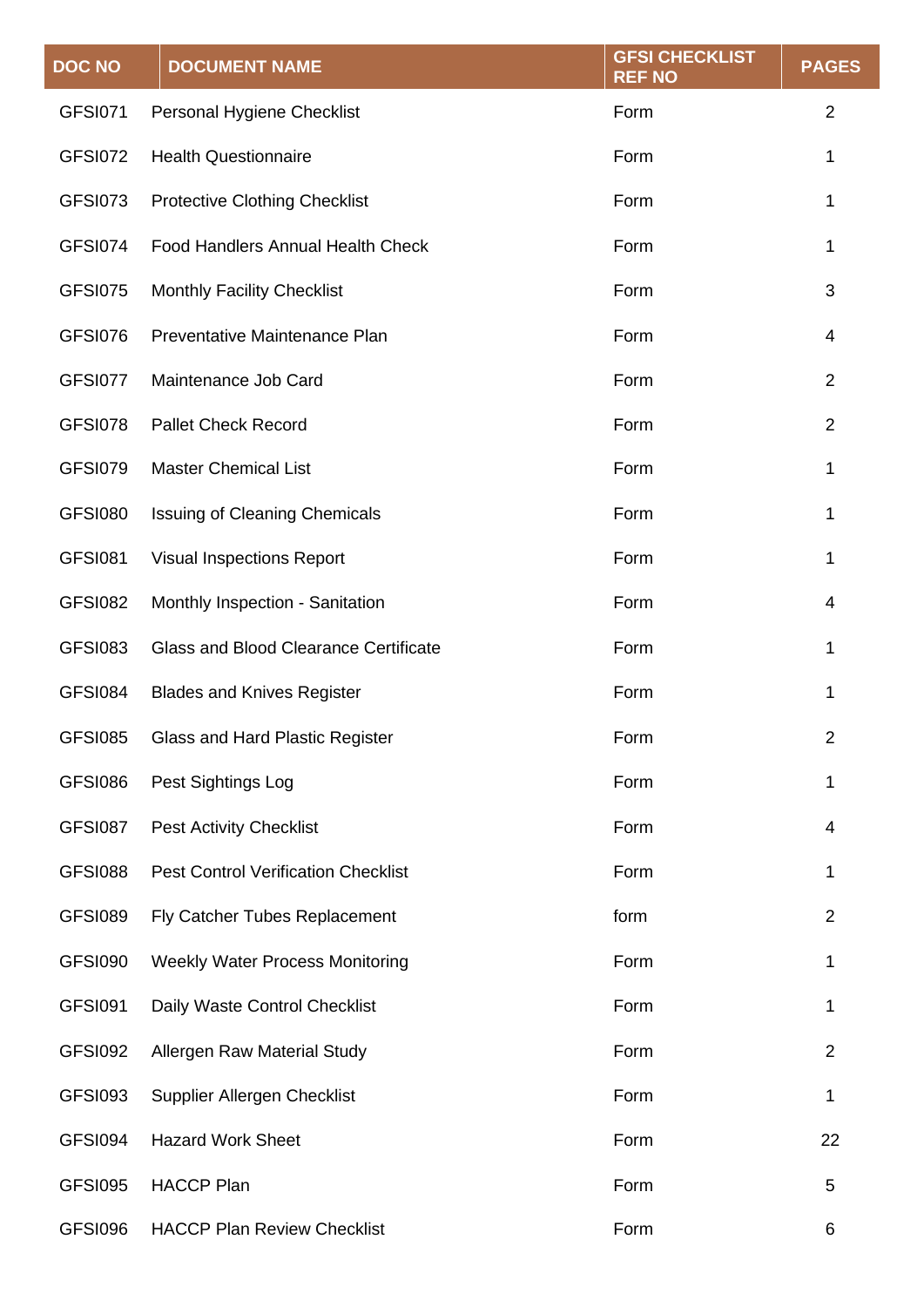| DOC NO | DOCUMENT NAME | GFSI CHECKLIST REF NO | PAGES |
|---|---|---|---|
| GFSI071 | Personal Hygiene Checklist | Form | 2 |
| GFSI072 | Health Questionnaire | Form | 1 |
| GFSI073 | Protective Clothing Checklist | Form | 1 |
| GFSI074 | Food Handlers Annual Health Check | Form | 1 |
| GFSI075 | Monthly Facility Checklist | Form | 3 |
| GFSI076 | Preventative Maintenance Plan | Form | 4 |
| GFSI077 | Maintenance Job Card | Form | 2 |
| GFSI078 | Pallet Check Record | Form | 2 |
| GFSI079 | Master Chemical List | Form | 1 |
| GFSI080 | Issuing of Cleaning Chemicals | Form | 1 |
| GFSI081 | Visual Inspections Report | Form | 1 |
| GFSI082 | Monthly Inspection - Sanitation | Form | 4 |
| GFSI083 | Glass and Blood Clearance Certificate | Form | 1 |
| GFSI084 | Blades and Knives Register | Form | 1 |
| GFSI085 | Glass and Hard Plastic Register | Form | 2 |
| GFSI086 | Pest Sightings Log | Form | 1 |
| GFSI087 | Pest Activity Checklist | Form | 4 |
| GFSI088 | Pest Control Verification Checklist | Form | 1 |
| GFSI089 | Fly Catcher Tubes Replacement | form | 2 |
| GFSI090 | Weekly Water Process Monitoring | Form | 1 |
| GFSI091 | Daily Waste Control Checklist | Form | 1 |
| GFSI092 | Allergen Raw Material Study | Form | 2 |
| GFSI093 | Supplier Allergen Checklist | Form | 1 |
| GFSI094 | Hazard Work Sheet | Form | 22 |
| GFSI095 | HACCP Plan | Form | 5 |
| GFSI096 | HACCP Plan Review Checklist | Form | 6 |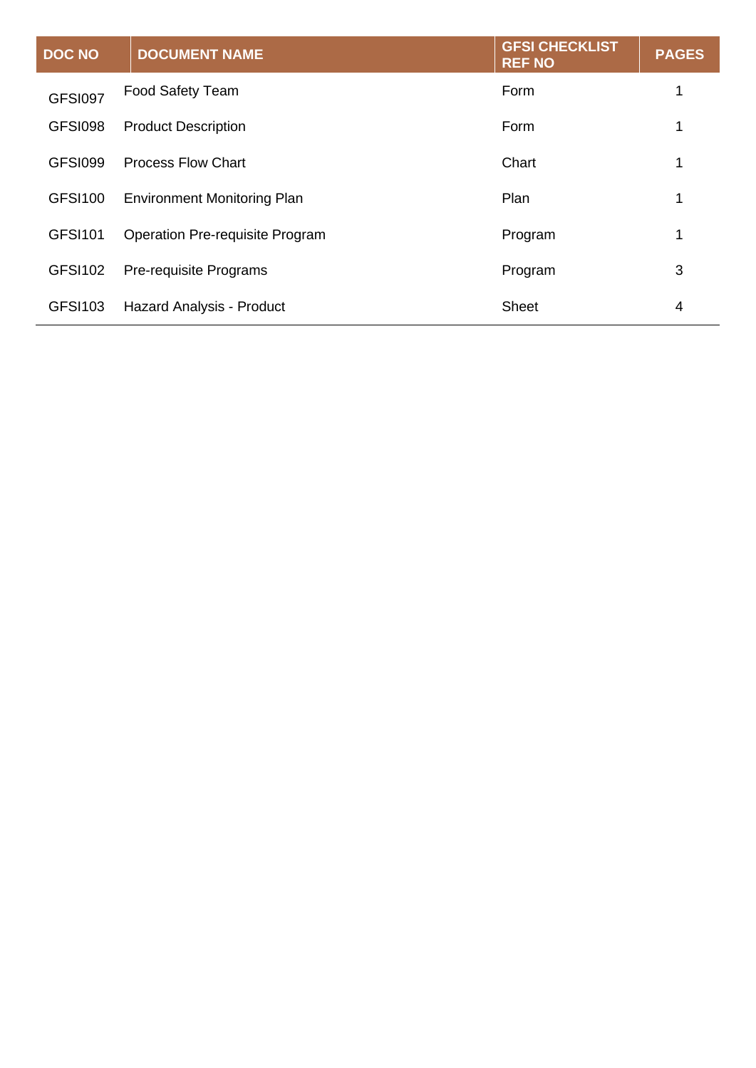| DOC NO | DOCUMENT NAME | GFSI CHECKLIST REF NO | PAGES |
|---|---|---|---|
| GFSI097 | Food Safety Team | Form | 1 |
| GFSI098 | Product Description | Form | 1 |
| GFSI099 | Process Flow Chart | Chart | 1 |
| GFSI100 | Environment Monitoring Plan | Plan | 1 |
| GFSI101 | Operation Pre-requisite Program | Program | 1 |
| GFSI102 | Pre-requisite Programs | Program | 3 |
| GFSI103 | Hazard Analysis - Product | Sheet | 4 |